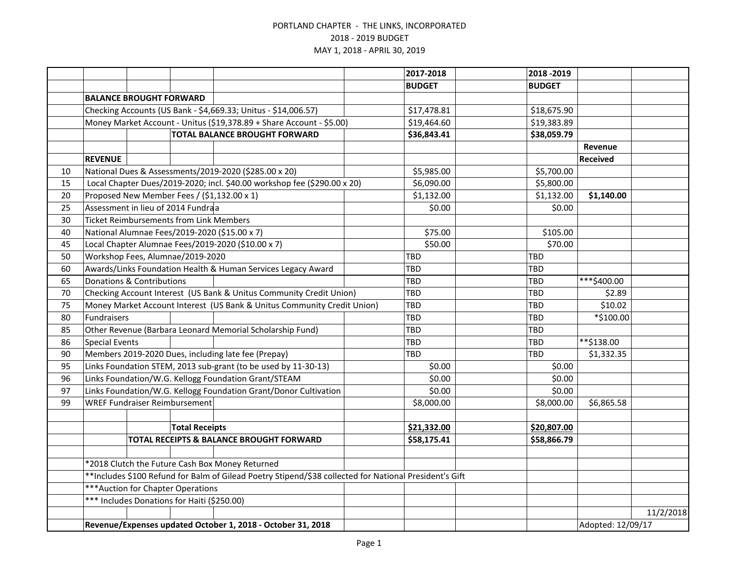PORTLAND CHAPTER - THE LINKS, INCORPORATED

2018 - 2019 BUDGET

MAY 1, 2018 - APRIL 30, 2019

| | | 2017-2018 | 2018 -2019 | | |
|---|---|---|---|---|---|
| | | **BUDGET** | **BUDGET** | | |
| | **BALANCE BROUGHT FORWARD** | | | | |
| | Checking Accounts (US Bank - $4,669.33; Unitus - $14,006.57) | $17,478.81 | $18,675.90 | | |
| | Money Market Account - Unitus ($19,378.89 + Share Account - $5.00) | $19,464.60 | $19,383.89 | | |
| | **TOTAL BALANCE BROUGHT FORWARD** | **$36,843.41** | **$38,059.79** | | |
| | | | | **Revenue** | |
| | **REVENUE** | | | **Received** | |
| 10 | National Dues & Assessments/2019-2020 ($285.00 x 20) | $5,985.00 | $5,700.00 | | |
| 15 | Local Chapter Dues/2019-2020; incl. $40.00 workshop fee ($290.00 x 20) | $6,090.00 | $5,800.00 | | |
| 20 | Proposed New Member Fees / ($1,132.00 x 1) | $1,132.00 | $1,132.00 | **$1,140.00** | |
| 25 | Assessment in lieu of 2014 Fundraa | $0.00 | $0.00 | | |
| 30 | Ticket Reimbursements from Link Members | | | | |
| 40 | National Alumnae Fees/2019-2020 ($15.00 x 7) | $75.00 | $105.00 | | |
| 45 | Local Chapter Alumnae Fees/2019-2020 ($10.00 x 7) | $50.00 | $70.00 | | |
| 50 | Workshop Fees, Alumnae/2019-2020 | TBD | TBD | | |
| 60 | Awards/Links Foundation Health & Human Services Legacy Award | TBD | TBD | | |
| 65 | Donations & Contributions | TBD | TBD | ***$400.00 | |
| 70 | Checking Account Interest (US Bank & Unitus Community Credit Union) | TBD | TBD | $2.89 | |
| 75 | Money Market Account Interest (US Bank & Unitus Community Credit Union) | TBD | TBD | $10.02 | |
| 80 | Fundraisers | TBD | TBD | *$100.00 | |
| 85 | Other Revenue (Barbara Leonard Memorial Scholarship Fund) | TBD | TBD | | |
| 86 | Special Events | TBD | TBD | **$138.00 | |
| 90 | Members 2019-2020 Dues, including late fee (Prepay) | TBD | TBD | $1,332.35 | |
| 95 | Links Foundation STEM, 2013 sub-grant (to be used by 11-30-13) | $0.00 | $0.00 | | |
| 96 | Links Foundation/W.G. Kellogg Foundation Grant/STEAM | $0.00 | $0.00 | | |
| 97 | Links Foundation/W.G. Kellogg Foundation Grant/Donor Cultivation | $0.00 | $0.00 | | |
| 99 | WREF Fundraiser Reimbursement | $8,000.00 | $8,000.00 | $6,865.58 | |
| | | | | | |
| | **Total Receipts** | **$21,332.00** | **$20,807.00** | | |
| | **TOTAL RECEIPTS & BALANCE BROUGHT FORWARD** | **$58,175.41** | **$58,866.79** | | |
| | | | | | |
| | *2018 Clutch the Future Cash Box Money Returned | | | | |
| | **Includes $100 Refund for Balm of Gilead Poetry Stipend/$38 collected for National President's Gift | | | | |
| | ***Auction for Chapter Operations | | | | |
| | *** Includes Donations for Haiti ($250.00) | | | | |
| | | | | | 11/2/2018 |
| | **Revenue/Expenses updated October 1, 2018 - October 31, 2018** | | | Adopted: 12/09/17 | |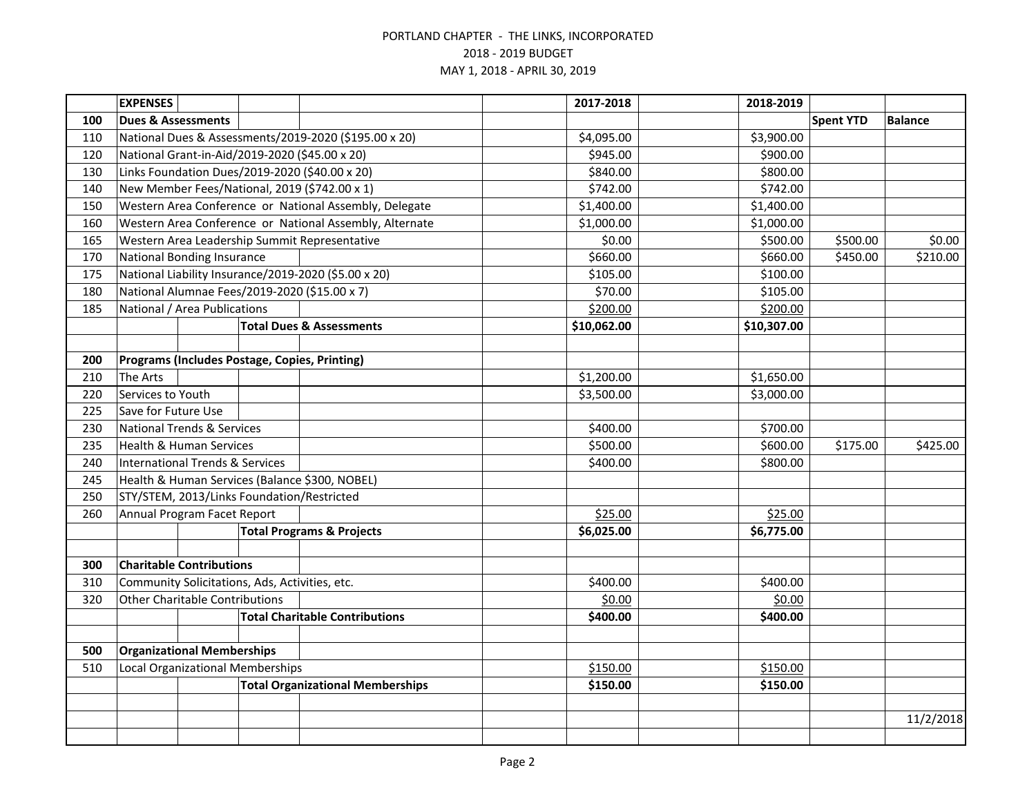PORTLAND CHAPTER - THE LINKS, INCORPORATED
2018 - 2019 BUDGET
MAY 1, 2018 - APRIL 30, 2019

| | EXPENSES | 2017-2018 | 2018-2019 | Spent YTD | Balance |
|---|---|---|---|---|---|
| **100** | **Dues & Assessments** | | | | |
| 110 | National Dues & Assessments/2019-2020 ($195.00 x 20) | $4,095.00 | $3,900.00 | | |
| 120 | National Grant-in-Aid/2019-2020 ($45.00 x 20) | $945.00 | $900.00 | | |
| 130 | Links Foundation Dues/2019-2020 ($40.00 x 20) | $840.00 | $800.00 | | |
| 140 | New Member Fees/National, 2019 ($742.00 x 1) | $742.00 | $742.00 | | |
| 150 | Western Area Conference or National Assembly, Delegate | $1,400.00 | $1,400.00 | | |
| 160 | Western Area Conference or National Assembly, Alternate | $1,000.00 | $1,000.00 | | |
| 165 | Western Area Leadership Summit Representative | $0.00 | $500.00 | $500.00 | $0.00 |
| 170 | National Bonding Insurance | $660.00 | $660.00 | $450.00 | $210.00 |
| 175 | National Liability Insurance/2019-2020 ($5.00 x 20) | $105.00 | $100.00 | | |
| 180 | National Alumnae Fees/2019-2020 ($15.00 x 7) | $70.00 | $105.00 | | |
| 185 | National / Area Publications | $200.00 | $200.00 | | |
| | **Total Dues & Assessments** | **$10,062.00** | **$10,307.00** | | |
| | | | | | |
| **200** | **Programs (Includes Postage, Copies, Printing)** | | | | |
| 210 | The Arts | $1,200.00 | $1,650.00 | | |
| 220 | Services to Youth | $3,500.00 | $3,000.00 | | |
| 225 | Save for Future Use | | | | |
| 230 | National Trends & Services | $400.00 | $700.00 | | |
| 235 | Health & Human Services | $500.00 | $600.00 | $175.00 | $425.00 |
| 240 | International Trends & Services | $400.00 | $800.00 | | |
| 245 | Health & Human Services (Balance $300, NOBEL) | | | | |
| 250 | STY/STEM, 2013/Links Foundation/Restricted | | | | |
| 260 | Annual Program Facet Report | $25.00 | $25.00 | | |
| | **Total Programs & Projects** | **$6,025.00** | **$6,775.00** | | |
| | | | | | |
| **300** | **Charitable Contributions** | | | | |
| 310 | Community Solicitations, Ads, Activities, etc. | $400.00 | $400.00 | | |
| 320 | Other Charitable Contributions | $0.00 | $0.00 | | |
| | **Total Charitable Contributions** | **$400.00** | **$400.00** | | |
| | | | | | |
| **500** | **Organizational Memberships** | | | | |
| 510 | Local Organizational Memberships | $150.00 | $150.00 | | |
| | **Total Organizational Memberships** | **$150.00** | **$150.00** | | |
| | | | | | |
| | | | | | 11/2/2018 |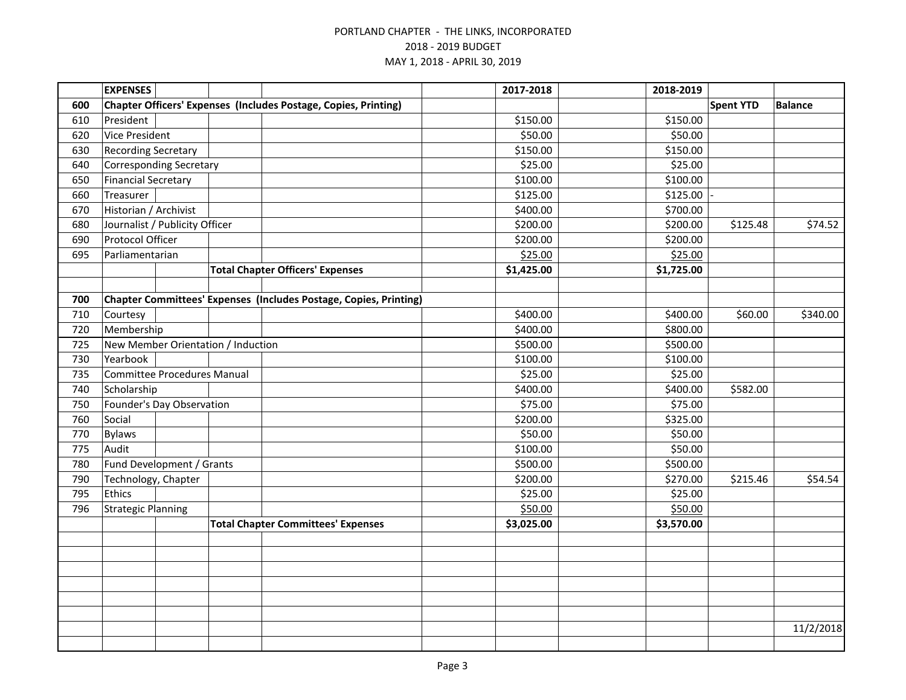PORTLAND CHAPTER - THE LINKS, INCORPORATED

2018 - 2019 BUDGET

MAY 1, 2018 - APRIL 30, 2019

| | EXPENSES | 2017-2018 | 2018-2019 | | |
|---|---|---|---|---|---|
| **600** | **Chapter Officers' Expenses (Includes Postage, Copies, Printing)** | | | **Spent YTD** | **Balance** |
| 610 | President | $150.00 | $150.00 | | |
| 620 | Vice President | $50.00 | $50.00 | | |
| 630 | Recording Secretary | $150.00 | $150.00 | | |
| 640 | Corresponding Secretary | $25.00 | $25.00 | | |
| 650 | Financial Secretary | $100.00 | $100.00 | | |
| 660 | Treasurer | $125.00 | $125.00 | - | |
| 670 | Historian / Archivist | $400.00 | $700.00 | | |
| 680 | Journalist / Publicity Officer | $200.00 | $200.00 | $125.48 | $74.52 |
| 690 | Protocol Officer | $200.00 | $200.00 | | |
| 695 | Parliamentarian | $25.00 | $25.00 | | |
| | **Total Chapter Officers' Expenses** | **$1,425.00** | **$1,725.00** | | |
| | | | | | |
| **700** | **Chapter Committees' Expenses (Includes Postage, Copies, Printing)** | | | | |
| 710 | Courtesy | $400.00 | $400.00 | $60.00 | $340.00 |
| 720 | Membership | $400.00 | $800.00 | | |
| 725 | New Member Orientation / Induction | $500.00 | $500.00 | | |
| 730 | Yearbook | $100.00 | $100.00 | | |
| 735 | Committee Procedures Manual | $25.00 | $25.00 | | |
| 740 | Scholarship | $400.00 | $400.00 | $582.00 | |
| 750 | Founder's Day Observation | $75.00 | $75.00 | | |
| 760 | Social | $200.00 | $325.00 | | |
| 770 | Bylaws | $50.00 | $50.00 | | |
| 775 | Audit | $100.00 | $50.00 | | |
| 780 | Fund Development / Grants | $500.00 | $500.00 | | |
| 790 | Technology, Chapter | $200.00 | $270.00 | $215.46 | $54.54 |
| 795 | Ethics | $25.00 | $25.00 | | |
| 796 | Strategic Planning | $50.00 | $50.00 | | |
| | **Total Chapter Committees' Expenses** | **$3,025.00** | **$3,570.00** | | |
| | | | | | 11/2/2018 |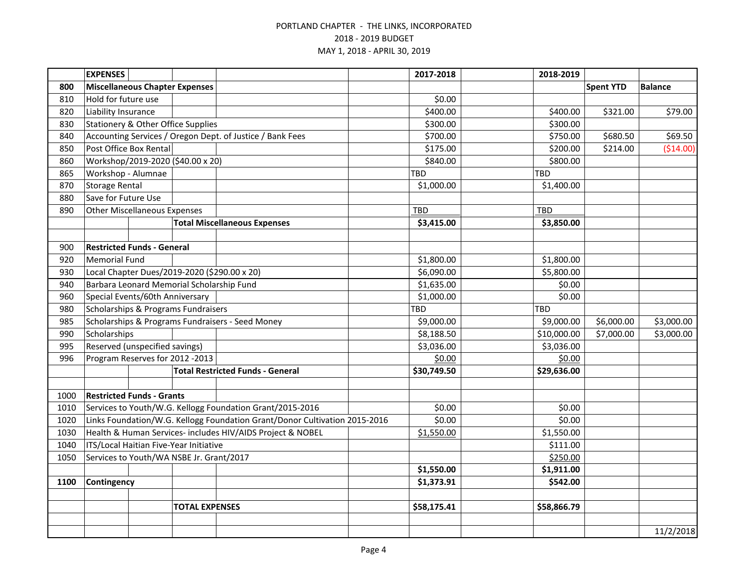PORTLAND CHAPTER - THE LINKS, INCORPORATED
2018 - 2019 BUDGET
MAY 1, 2018 - APRIL 30, 2019

| | EXPENSES | 2017-2018 | 2018-2019 | Spent YTD | Balance |
|---|---|---|---|---|---|
| **800** | **Miscellaneous Chapter Expenses** | | | | |
| 810 | Hold for future use | $0.00 | | | |
| 820 | Liability Insurance | $400.00 | $400.00 | $321.00 | $79.00 |
| 830 | Stationery & Other Office Supplies | $300.00 | $300.00 | | |
| 840 | Accounting Services / Oregon Dept. of Justice / Bank Fees | $700.00 | $750.00 | $680.50 | $69.50 |
| 850 | Post Office Box Rental | $175.00 | $200.00 | $214.00 | ($14.00) |
| 860 | Workshop/2019-2020 ($40.00 x 20) | $840.00 | $800.00 | | |
| 865 | Workshop - Alumnae | TBD | TBD | | |
| 870 | Storage Rental | $1,000.00 | $1,400.00 | | |
| 880 | Save for Future Use | | | | |
| 890 | Other Miscellaneous Expenses | TBD | TBD | | |
| | **Total Miscellaneous Expenses** | **$3,415.00** | **$3,850.00** | | |
| | | | | | |
| 900 | **Restricted Funds - General** | | | | |
| 920 | Memorial Fund | $1,800.00 | $1,800.00 | | |
| 930 | Local Chapter Dues/2019-2020 ($290.00 x 20) | $6,090.00 | $5,800.00 | | |
| 940 | Barbara Leonard Memorial Scholarship Fund | $1,635.00 | $0.00 | | |
| 960 | Special Events/60th Anniversary | $1,000.00 | $0.00 | | |
| 980 | Scholarships & Programs Fundraisers | TBD | TBD | | |
| 985 | Scholarships & Programs Fundraisers - Seed Money | $9,000.00 | $9,000.00 | $6,000.00 | $3,000.00 |
| 990 | Scholarships | $8,188.50 | $10,000.00 | $7,000.00 | $3,000.00 |
| 995 | Reserved (unspecified savings) | $3,036.00 | $3,036.00 | | |
| 996 | Program Reserves for 2012 -2013 | $0.00 | $0.00 | | |
| | **Total Restricted Funds - General** | **$30,749.50** | **$29,636.00** | | |
| | | | | | |
| 1000 | **Restricted Funds - Grants** | | | | |
| 1010 | Services to Youth/W.G. Kellogg Foundation Grant/2015-2016 | $0.00 | $0.00 | | |
| 1020 | Links Foundation/W.G. Kellogg Foundation Grant/Donor Cultivation 2015-2016 | $0.00 | $0.00 | | |
| 1030 | Health & Human Services- includes HIV/AIDS Project & NOBEL | $1,550.00 | $1,550.00 | | |
| 1040 | ITS/Local Haitian Five-Year Initiative | | $111.00 | | |
| 1050 | Services to Youth/WA NSBE Jr. Grant/2017 | | $250.00 | | |
| | | **$1,550.00** | **$1,911.00** | | |
| **1100** | **Contingency** | **$1,373.91** | **$542.00** | | |
| | | | | | |
| | **TOTAL EXPENSES** | **$58,175.41** | **$58,866.79** | | |
| | | | | | |
| | | | | | 11/2/2018 |